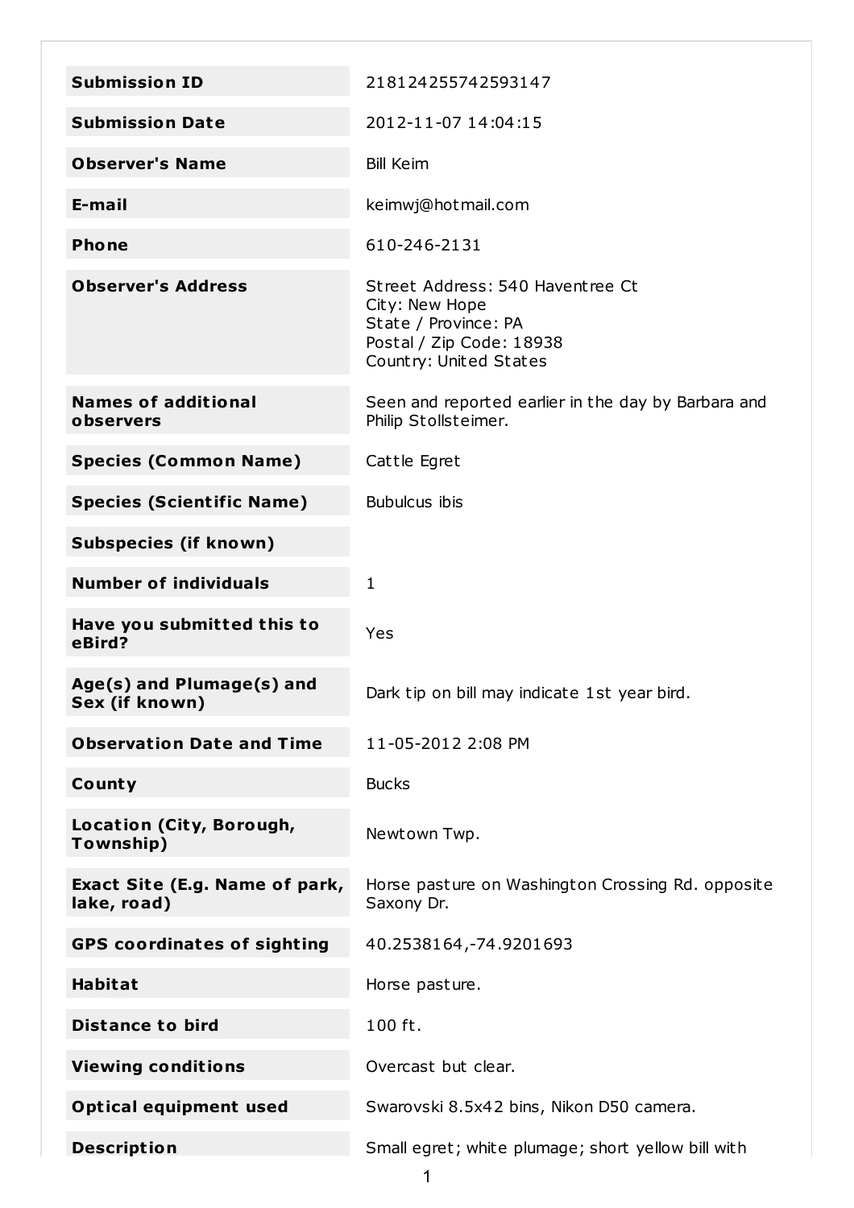| | |
|---|---|
| **Submission ID** | 218124255742593147 |
| **Submission Date** | 2012-11-07 14:04:15 |
| **Observer's Name** | Bill Keim |
| **E-mail** | keimwj@hotmail.com |
| **Phone** | 610-246-2131 |
| **Observer's Address** | Street Address: 540 Haventree Ct<br>City: New Hope<br>State / Province: PA<br>Postal / Zip Code: 18938<br>Country: United States |
| **Names of additional observers** | Seen and reported earlier in the day by Barbara and Philip Stollsteimer. |
| **Species (Common Name)** | Cattle Egret |
| **Species (Scientific Name)** | Bubulcus ibis |
| **Subspecies (if known)** | |
| **Number of individuals** | 1 |
| **Have you submitted this to eBird?** | Yes |
| **Age(s) and Plumage(s) and Sex (if known)** | Dark tip on bill may indicate 1st year bird. |
| **Observation Date and Time** | 11-05-2012 2:08 PM |
| **County** | Bucks |
| **Location (City, Borough, Township)** | Newtown Twp. |
| **Exact Site (E.g. Name of park, lake, road)** | Horse pasture on Washington Crossing Rd. opposite Saxony Dr. |
| **GPS coordinates of sighting** | 40.2538164,-74.9201693 |
| **Habitat** | Horse pasture. |
| **Distance to bird** | 100 ft. |
| **Viewing conditions** | Overcast but clear. |
| **Optical equipment used** | Swarovski 8.5x42 bins, Nikon D50 camera. |
| **Description** | Small egret; white plumage; short yellow bill with |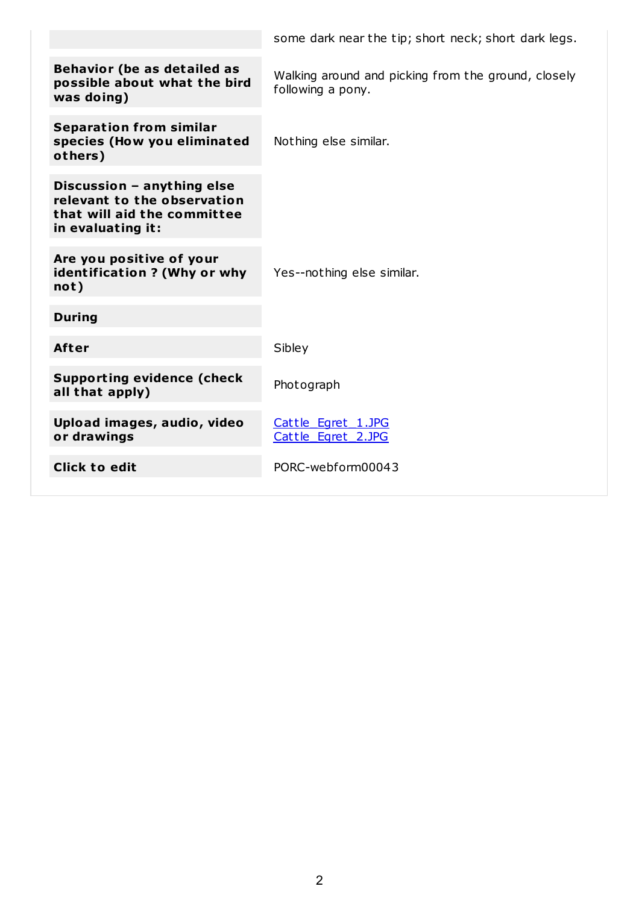| | |
|---|---|
| | some dark near the tip; short neck; short dark legs. |
| **Behavior (be as detailed as possible about what the bird was doing)** | Walking around and picking from the ground, closely following a pony. |
| **Separation from similar species (How you eliminated others)** | Nothing else similar. |
| **Discussion – anything else relevant to the observation that will aid the committee in evaluating it:** | |
| **Are you positive of your identification ? (Why or why not)** | Yes--nothing else similar. |
| **During** | |
| **After** | Sibley |
| **Supporting evidence (check all that apply)** | Photograph |
| **Upload images, audio, video or drawings** | Cattle_Egret_1.JPG<br>Cattle_Egret_2.JPG |
| **Click to edit** | PORC-webform00043 |